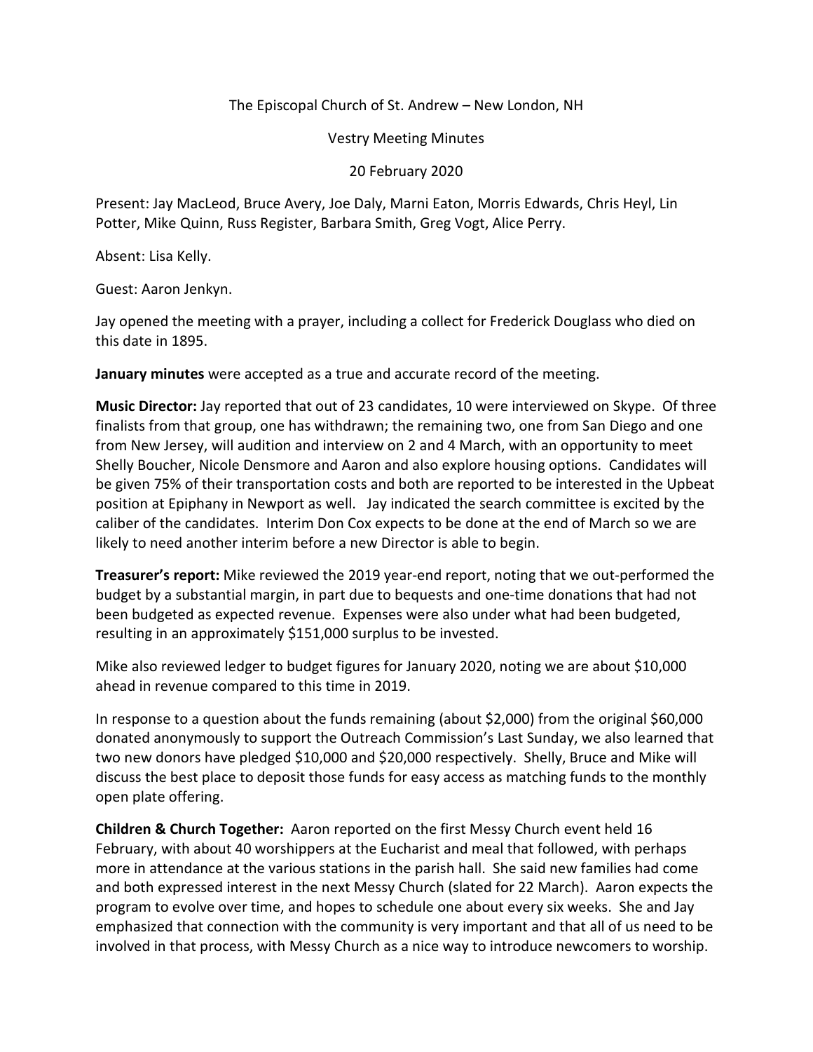The Episcopal Church of St. Andrew – New London, NH

Vestry Meeting Minutes

20 February 2020

Present: Jay MacLeod, Bruce Avery, Joe Daly, Marni Eaton, Morris Edwards, Chris Heyl, Lin Potter, Mike Quinn, Russ Register, Barbara Smith, Greg Vogt, Alice Perry.

Absent: Lisa Kelly.

Guest: Aaron Jenkyn.

Jay opened the meeting with a prayer, including a collect for Frederick Douglass who died on this date in 1895.

**January minutes** were accepted as a true and accurate record of the meeting.

**Music Director:** Jay reported that out of 23 candidates, 10 were interviewed on Skype. Of three finalists from that group, one has withdrawn; the remaining two, one from San Diego and one from New Jersey, will audition and interview on 2 and 4 March, with an opportunity to meet Shelly Boucher, Nicole Densmore and Aaron and also explore housing options. Candidates will be given 75% of their transportation costs and both are reported to be interested in the Upbeat position at Epiphany in Newport as well. Jay indicated the search committee is excited by the caliber of the candidates. Interim Don Cox expects to be done at the end of March so we are likely to need another interim before a new Director is able to begin.

**Treasurer's report:** Mike reviewed the 2019 year-end report, noting that we out-performed the budget by a substantial margin, in part due to bequests and one-time donations that had not been budgeted as expected revenue. Expenses were also under what had been budgeted, resulting in an approximately $151,000 surplus to be invested.

Mike also reviewed ledger to budget figures for January 2020, noting we are about $10,000 ahead in revenue compared to this time in 2019.

In response to a question about the funds remaining (about $2,000) from the original $60,000 donated anonymously to support the Outreach Commission's Last Sunday, we also learned that two new donors have pledged $10,000 and $20,000 respectively. Shelly, Bruce and Mike will discuss the best place to deposit those funds for easy access as matching funds to the monthly open plate offering.

**Children & Church Together:** Aaron reported on the first Messy Church event held 16 February, with about 40 worshippers at the Eucharist and meal that followed, with perhaps more in attendance at the various stations in the parish hall. She said new families had come and both expressed interest in the next Messy Church (slated for 22 March). Aaron expects the program to evolve over time, and hopes to schedule one about every six weeks. She and Jay emphasized that connection with the community is very important and that all of us need to be involved in that process, with Messy Church as a nice way to introduce newcomers to worship.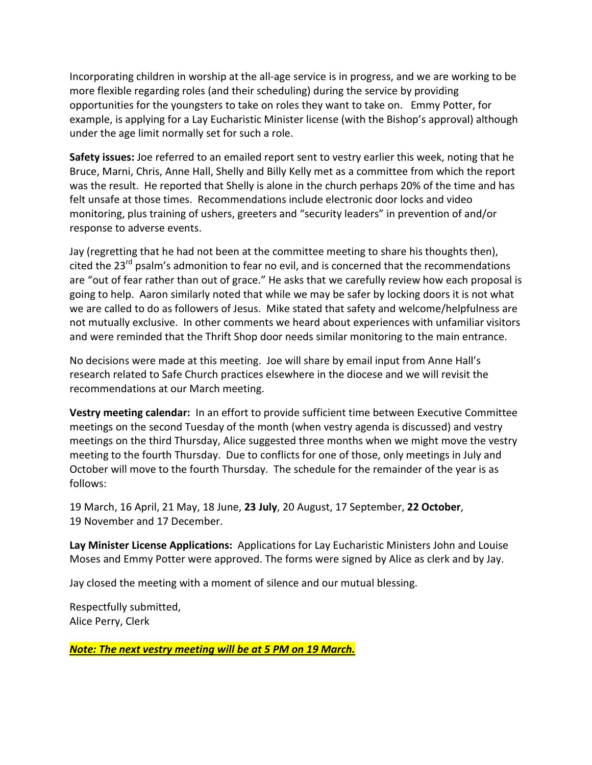Incorporating children in worship at the all-age service is in progress, and we are working to be more flexible regarding roles (and their scheduling) during the service by providing opportunities for the youngsters to take on roles they want to take on. Emmy Potter, for example, is applying for a Lay Eucharistic Minister license (with the Bishop's approval) although under the age limit normally set for such a role.

**Safety issues:** Joe referred to an emailed report sent to vestry earlier this week, noting that he Bruce, Marni, Chris, Anne Hall, Shelly and Billy Kelly met as a committee from which the report was the result. He reported that Shelly is alone in the church perhaps 20% of the time and has felt unsafe at those times. Recommendations include electronic door locks and video monitoring, plus training of ushers, greeters and "security leaders" in prevention of and/or response to adverse events.

Jay (regretting that he had not been at the committee meeting to share his thoughts then), cited the 23rd psalm's admonition to fear no evil, and is concerned that the recommendations are "out of fear rather than out of grace." He asks that we carefully review how each proposal is going to help. Aaron similarly noted that while we may be safer by locking doors it is not what we are called to do as followers of Jesus. Mike stated that safety and welcome/helpfulness are not mutually exclusive. In other comments we heard about experiences with unfamiliar visitors and were reminded that the Thrift Shop door needs similar monitoring to the main entrance.

No decisions were made at this meeting. Joe will share by email input from Anne Hall's research related to Safe Church practices elsewhere in the diocese and we will revisit the recommendations at our March meeting.

**Vestry meeting calendar:** In an effort to provide sufficient time between Executive Committee meetings on the second Tuesday of the month (when vestry agenda is discussed) and vestry meetings on the third Thursday, Alice suggested three months when we might move the vestry meeting to the fourth Thursday. Due to conflicts for one of those, only meetings in July and October will move to the fourth Thursday. The schedule for the remainder of the year is as follows:

19 March, 16 April, 21 May, 18 June, **23 July**, 20 August, 17 September, **22 October**, 19 November and 17 December.

**Lay Minister License Applications:** Applications for Lay Eucharistic Ministers John and Louise Moses and Emmy Potter were approved. The forms were signed by Alice as clerk and by Jay.

Jay closed the meeting with a moment of silence and our mutual blessing.

Respectfully submitted,
Alice Perry, Clerk

***Note: The next vestry meeting will be at 5 PM on 19 March.***